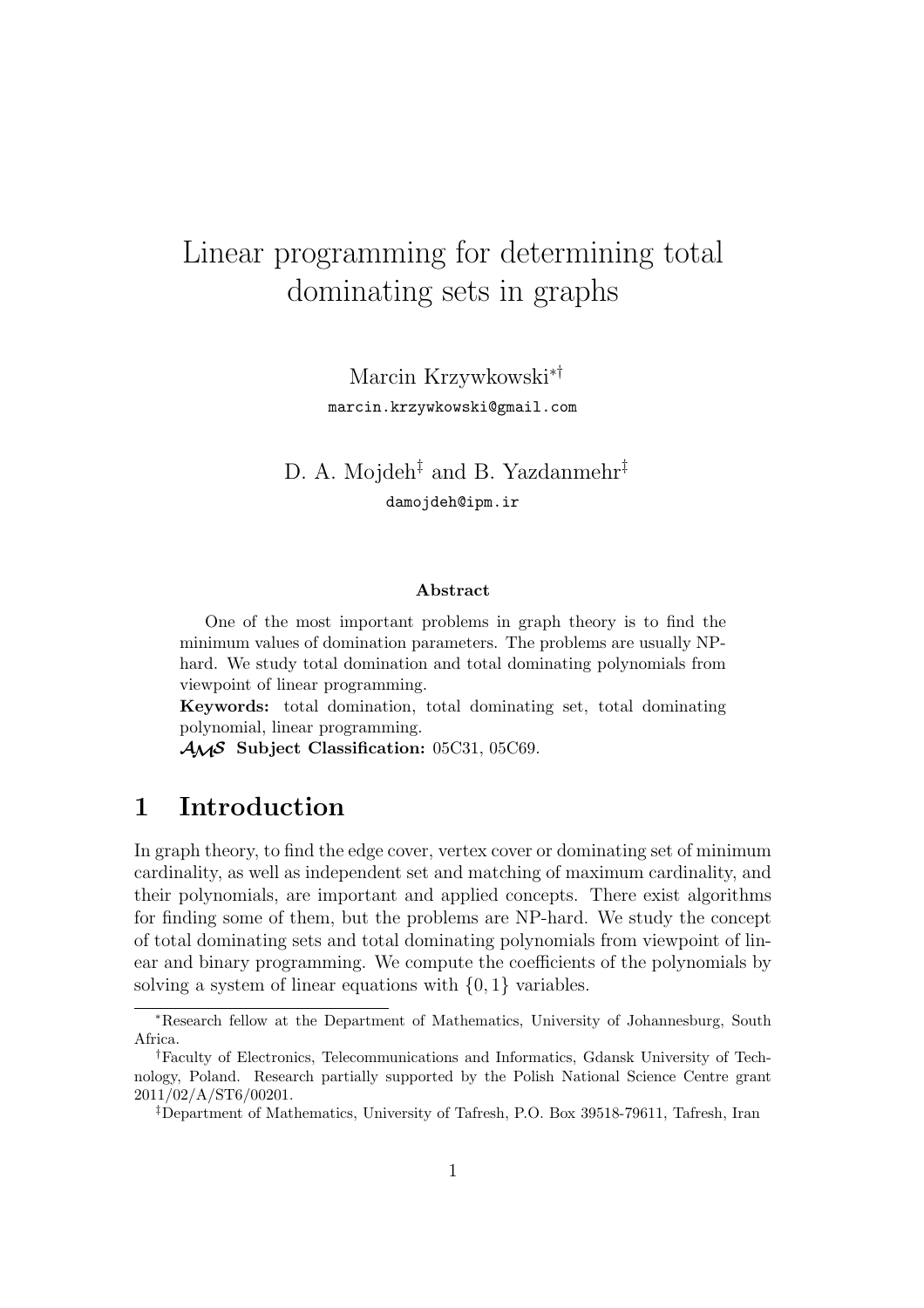# Linear programming for determining total dominating sets in graphs

Marcin Krzywkowski[*][†]

marcin.krzywkowski@gmail.com

D. A. Mojdeh[‡] and B. Yazdanmehr[‡]

damojdeh@ipm.ir

### Abstract

One of the most important problems in graph theory is to find the minimum values of domination parameters. The problems are usually NP-hard. We study total domination and total dominating polynomials from viewpoint of linear programming.

**Keywords:** total domination, total dominating set, total dominating polynomial, linear programming.

**AMS Subject Classification:** 05C31, 05C69.

## 1 Introduction

In graph theory, to find the edge cover, vertex cover or dominating set of minimum cardinality, as well as independent set and matching of maximum cardinality, and their polynomials, are important and applied concepts. There exist algorithms for finding some of them, but the problems are NP-hard. We study the concept of total dominating sets and total dominating polynomials from viewpoint of linear and binary programming. We compute the coefficients of the polynomials by solving a system of linear equations with $\{0, 1\}$ variables.

---

[*] Research fellow at the Department of Mathematics, University of Johannesburg, South Africa.

[†] Faculty of Electronics, Telecommunications and Informatics, Gdansk University of Technology, Poland. Research partially supported by the Polish National Science Centre grant 2011/02/A/ST6/00201.

[‡] Department of Mathematics, University of Tafresh, P.O. Box 39518-79611, Tafresh, Iran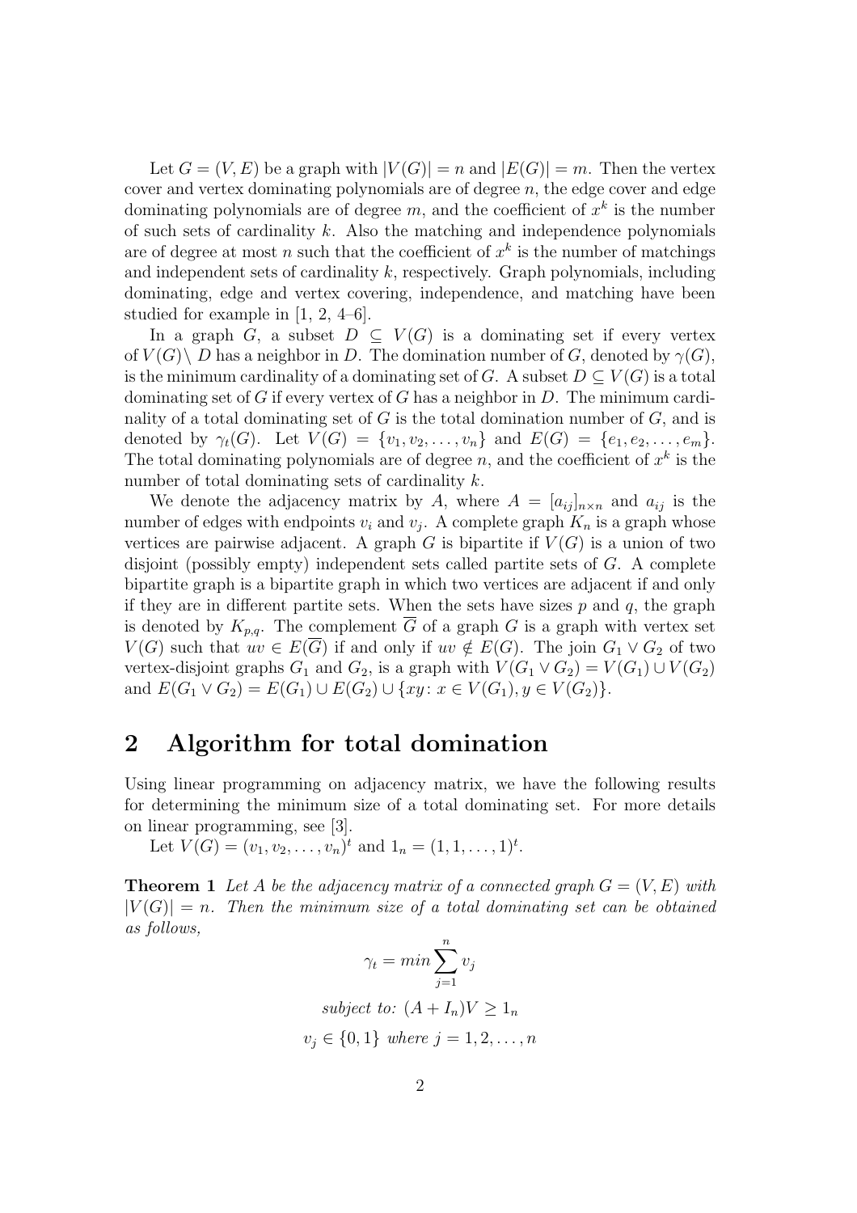Let $G = (V, E)$ be a graph with $|V(G)| = n$ and $|E(G)| = m$. Then the vertex cover and vertex dominating polynomials are of degree $n$, the edge cover and edge dominating polynomials are of degree $m$, and the coefficient of $x^k$ is the number of such sets of cardinality $k$. Also the matching and independence polynomials are of degree at most $n$ such that the coefficient of $x^k$ is the number of matchings and independent sets of cardinality $k$, respectively. Graph polynomials, including dominating, edge and vertex covering, independence, and matching have been studied for example in [1, 2, 4–6].

In a graph $G$, a subset $D \subseteq V(G)$ is a dominating set if every vertex of $V(G) \setminus D$ has a neighbor in $D$. The domination number of $G$, denoted by $\gamma(G)$, is the minimum cardinality of a dominating set of $G$. A subset $D \subseteq V(G)$ is a total dominating set of $G$ if every vertex of $G$ has a neighbor in $D$. The minimum cardinality of a total dominating set of $G$ is the total domination number of $G$, and is denoted by $\gamma_t(G)$. Let $V(G) = \{v_1, v_2, \ldots, v_n\}$ and $E(G) = \{e_1, e_2, \ldots, e_m\}$. The total dominating polynomials are of degree $n$, and the coefficient of $x^k$ is the number of total dominating sets of cardinality $k$.

We denote the adjacency matrix by $A$, where $A = [a_{ij}]_{n \times n}$ and $a_{ij}$ is the number of edges with endpoints $v_i$ and $v_j$. A complete graph $K_n$ is a graph whose vertices are pairwise adjacent. A graph $G$ is bipartite if $V(G)$ is a union of two disjoint (possibly empty) independent sets called partite sets of $G$. A complete bipartite graph is a bipartite graph in which two vertices are adjacent if and only if they are in different partite sets. When the sets have sizes $p$ and $q$, the graph is denoted by $K_{p,q}$. The complement $\overline{G}$ of a graph $G$ is a graph with vertex set $V(G)$ such that $uv \in E(\overline{G})$ if and only if $uv \notin E(G)$. The join $G_1 \vee G_2$ of two vertex-disjoint graphs $G_1$ and $G_2$, is a graph with $V(G_1 \vee G_2) = V(G_1) \cup V(G_2)$ and $E(G_1 \vee G_2) = E(G_1) \cup E(G_2) \cup \{xy \colon x \in V(G_1), y \in V(G_2)\}$.

## 2 Algorithm for total domination

Using linear programming on adjacency matrix, we have the following results for determining the minimum size of a total dominating set. For more details on linear programming, see [3].

Let $V(G) = (v_1, v_2, \ldots, v_n)^t$ and $1_n = (1, 1, \ldots, 1)^t$.

**Theorem 1** *Let $A$ be the adjacency matrix of a connected graph $G = (V, E)$ with $|V(G)| = n$. Then the minimum size of a total dominating set can be obtained as follows,*

$$\gamma_t = min \sum_{j=1}^{n} v_j$$

$$\textit{subject to: } (A + I_n)V \geq 1_n$$

$$v_j \in \{0, 1\} \textit{ where } j = 1, 2, \ldots, n$$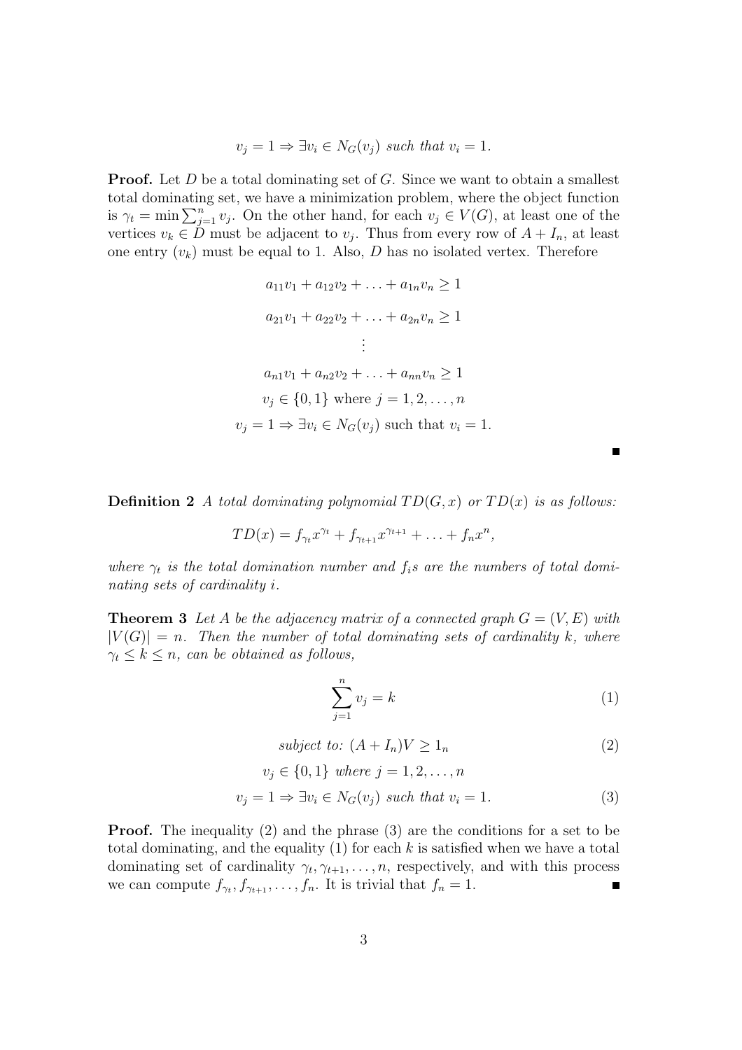$$v_j = 1 \Rightarrow \exists v_i \in N_G(v_j) \text{ such that } v_i = 1.$$

**Proof.** Let $D$ be a total dominating set of $G$. Since we want to obtain a smallest total dominating set, we have a minimization problem, where the object function is $\gamma_t = \min \sum_{j=1}^{n} v_j$. On the other hand, for each $v_j \in V(G)$, at least one of the vertices $v_k \in D$ must be adjacent to $v_j$. Thus from every row of $A + I_n$, at least one entry $(v_k)$ must be equal to 1. Also, $D$ has no isolated vertex. Therefore

$$a_{11}v_1 + a_{12}v_2 + \ldots + a_{1n}v_n \geq 1$$

$$a_{21}v_1 + a_{22}v_2 + \ldots + a_{2n}v_n \geq 1$$

$$\vdots$$

$$a_{n1}v_1 + a_{n2}v_2 + \ldots + a_{nn}v_n \geq 1$$

$$v_j \in \{0, 1\} \text{ where } j = 1, 2, \ldots, n$$

$$v_j = 1 \Rightarrow \exists v_i \in N_G(v_j) \text{ such that } v_i = 1.$$

■

**Definition 2** *A total dominating polynomial $TD(G, x)$ or $TD(x)$ is as follows:*

$$TD(x) = f_{\gamma_t}x^{\gamma_t} + f_{\gamma_{t+1}}x^{\gamma_{t+1}} + \ldots + f_n x^n,$$

*where $\gamma_t$ is the total domination number and $f_i$s are the numbers of total dominating sets of cardinality $i$.*

**Theorem 3** *Let $A$ be the adjacency matrix of a connected graph $G = (V, E)$ with $|V(G)| = n$. Then the number of total dominating sets of cardinality $k$, where $\gamma_t \leq k \leq n$, can be obtained as follows,*

$$\sum_{j=1}^{n} v_j = k \tag{1}$$

$$\textit{subject to: } (A + I_n)V \geq 1_n \tag{2}$$

$$v_j \in \{0, 1\} \textit{ where } j = 1, 2, \ldots, n$$

$$v_j = 1 \Rightarrow \exists v_i \in N_G(v_j) \textit{ such that } v_i = 1. \tag{3}$$

**Proof.** The inequality (2) and the phrase (3) are the conditions for a set to be total dominating, and the equality (1) for each $k$ is satisfied when we have a total dominating set of cardinality $\gamma_t, \gamma_{t+1}, \ldots, n$, respectively, and with this process we can compute $f_{\gamma_t}, f_{\gamma_{t+1}}, \ldots, f_n$. It is trivial that $f_n = 1$. ■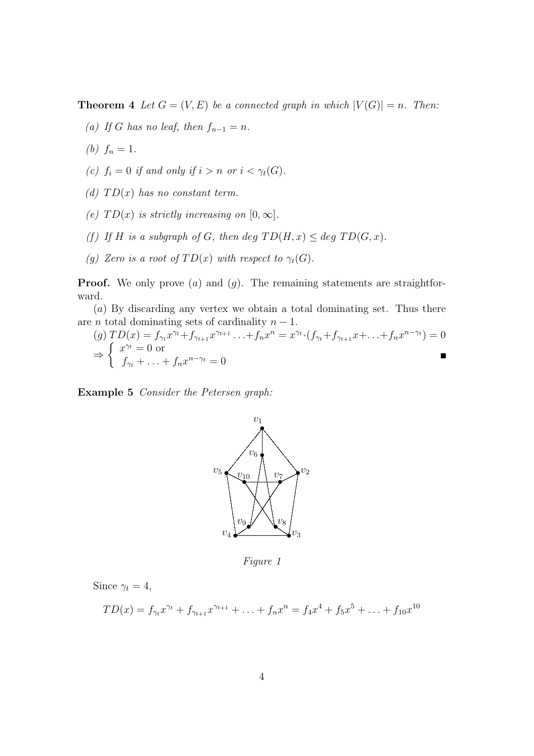**Theorem 4** *Let $G = (V, E)$ be a connected graph in which $|V(G)| = n$. Then:*

*(a) If $G$ has no leaf, then $f_{n-1} = n$.*

*(b) $f_n = 1$.*

*(c) $f_i = 0$ if and only if $i > n$ or $i < \gamma_t(G)$.*

*(d) $TD(x)$ has no constant term.*

*(e) $TD(x)$ is strictly increasing on $[0, \infty]$.*

*(f) If $H$ is a subgraph of $G$, then deg $TD(H, x) \leq$ deg $TD(G, x)$.*

*(g) Zero is a root of $TD(x)$ with respect to $\gamma_t(G)$.*

**Proof.** We only prove $(a)$ and $(g)$. The remaining statements are straightforward.

$(a)$ By discarding any vertex we obtain a total dominating set. Thus there are $n$ total dominating sets of cardinality $n - 1$.

$(g)$ $TD(x) = f_{\gamma_t}x^{\gamma_t} + f_{\gamma_{t+1}}x^{\gamma_{t+1}} \ldots + f_n x^n = x^{\gamma_t} \cdot (f_{\gamma_t} + f_{\gamma_{t+1}}x + \ldots + f_n x^{n-\gamma_t}) = 0$

$$\Rightarrow \begin{cases} x^{\gamma_t} = 0 \text{ or} \\ f_{\gamma_t} + \ldots + f_n x^{n-\gamma_t} = 0 \end{cases}$$

■

**Example 5** *Consider the Petersen graph:*

*Figure 1*

Since $\gamma_t = 4$,

$$TD(x) = f_{\gamma_t}x^{\gamma_t} + f_{\gamma_{t+1}}x^{\gamma_{t+1}} + \ldots + f_n x^n = f_4x^4 + f_5x^5 + \ldots + f_{10}x^{10}$$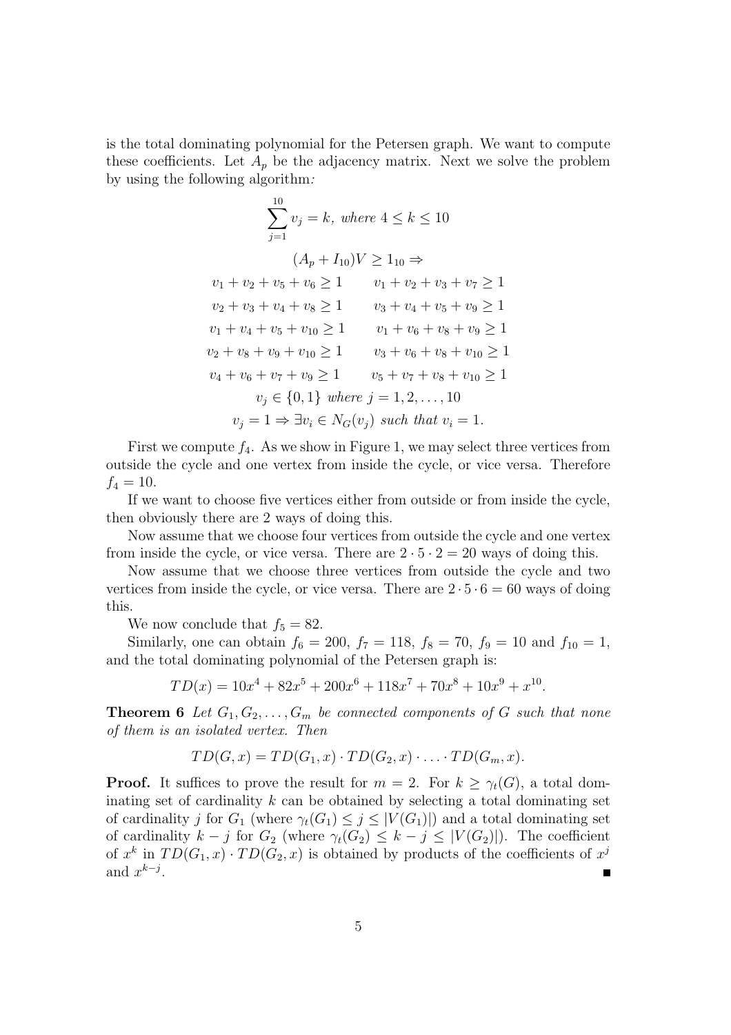is the total dominating polynomial for the Petersen graph. We want to compute these coefficients. Let $A_p$ be the adjacency matrix. Next we solve the problem by using the following algorithm:

$$\sum_{j=1}^{10} v_j = k, \text{ where } 4 \leq k \leq 10$$

$$(A_p + I_{10})V \geq 1_{10} \Rightarrow$$

$$v_1 + v_2 + v_5 + v_6 \geq 1 \qquad v_1 + v_2 + v_3 + v_7 \geq 1$$

$$v_2 + v_3 + v_4 + v_8 \geq 1 \qquad v_3 + v_4 + v_5 + v_9 \geq 1$$

$$v_1 + v_4 + v_5 + v_{10} \geq 1 \qquad v_1 + v_6 + v_8 + v_9 \geq 1$$

$$v_2 + v_8 + v_9 + v_{10} \geq 1 \qquad v_3 + v_6 + v_8 + v_{10} \geq 1$$

$$v_4 + v_6 + v_7 + v_9 \geq 1 \qquad v_5 + v_7 + v_8 + v_{10} \geq 1$$

$$v_j \in \{0, 1\} \text{ where } j = 1, 2, \ldots, 10$$

$$v_j = 1 \Rightarrow \exists v_i \in N_G(v_j) \text{ such that } v_i = 1.$$

First we compute $f_4$. As we show in Figure 1, we may select three vertices from outside the cycle and one vertex from inside the cycle, or vice versa. Therefore $f_4 = 10$.

If we want to choose five vertices either from outside or from inside the cycle, then obviously there are 2 ways of doing this.

Now assume that we choose four vertices from outside the cycle and one vertex from inside the cycle, or vice versa. There are $2 \cdot 5 \cdot 2 = 20$ ways of doing this.

Now assume that we choose three vertices from outside the cycle and two vertices from inside the cycle, or vice versa. There are $2 \cdot 5 \cdot 6 = 60$ ways of doing this.

We now conclude that $f_5 = 82$.

Similarly, one can obtain $f_6 = 200$, $f_7 = 118$, $f_8 = 70$, $f_9 = 10$ and $f_{10} = 1$, and the total dominating polynomial of the Petersen graph is:

$$TD(x) = 10x^4 + 82x^5 + 200x^6 + 118x^7 + 70x^8 + 10x^9 + x^{10}.$$

**Theorem 6** *Let $G_1, G_2, \ldots, G_m$ be connected components of $G$ such that none of them is an isolated vertex. Then*

$$TD(G, x) = TD(G_1, x) \cdot TD(G_2, x) \cdot \ldots \cdot TD(G_m, x).$$

**Proof.** It suffices to prove the result for $m = 2$. For $k \geq \gamma_t(G)$, a total dominating set of cardinality $k$ can be obtained by selecting a total dominating set of cardinality $j$ for $G_1$ (where $\gamma_t(G_1) \leq j \leq |V(G_1)|$) and a total dominating set of cardinality $k - j$ for $G_2$ (where $\gamma_t(G_2) \leq k - j \leq |V(G_2)|$). The coefficient of $x^k$ in $TD(G_1, x) \cdot TD(G_2, x)$ is obtained by products of the coefficients of $x^j$ and $x^{k-j}$. ∎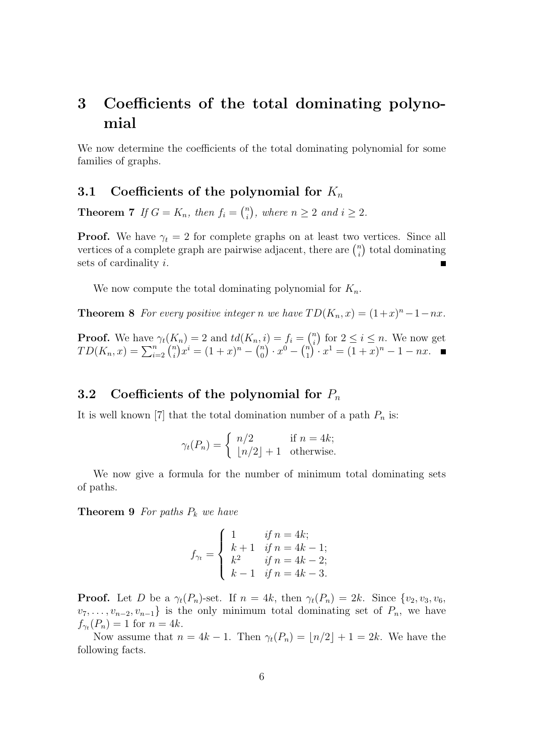# 3 Coefficients of the total dominating polynomial

We now determine the coefficients of the total dominating polynomial for some families of graphs.

## 3.1 Coefficients of the polynomial for $K_n$

**Theorem 7** *If $G = K_n$, then $f_i = \binom{n}{i}$, where $n \geq 2$ and $i \geq 2$.*

**Proof.** We have $\gamma_t = 2$ for complete graphs on at least two vertices. Since all vertices of a complete graph are pairwise adjacent, there are $\binom{n}{i}$ total dominating sets of cardinality $i$. ■

We now compute the total dominating polynomial for $K_n$.

**Theorem 8** *For every positive integer $n$ we have $TD(K_n, x) = (1+x)^n - 1 - nx$.*

**Proof.** We have $\gamma_t(K_n) = 2$ and $td(K_n, i) = f_i = \binom{n}{i}$ for $2 \leq i \leq n$. We now get $TD(K_n, x) = \sum_{i=2}^{n} \binom{n}{i} x^i = (1+x)^n - \binom{n}{0} \cdot x^0 - \binom{n}{1} \cdot x^1 = (1+x)^n - 1 - nx$. ■

## 3.2 Coefficients of the polynomial for $P_n$

It is well known [7] that the total domination number of a path $P_n$ is:

$$\gamma_t(P_n) = \begin{cases} n/2 & \text{if } n = 4k; \\ \lfloor n/2 \rfloor + 1 & \text{otherwise.} \end{cases}$$

We now give a formula for the number of minimum total dominating sets of paths.

**Theorem 9** *For paths $P_k$ we have*

$$f_{\gamma_t} = \begin{cases} 1 & \text{if } n = 4k; \\ k+1 & \text{if } n = 4k-1; \\ k^2 & \text{if } n = 4k-2; \\ k-1 & \text{if } n = 4k-3. \end{cases}$$

**Proof.** Let $D$ be a $\gamma_t(P_n)$-set. If $n = 4k$, then $\gamma_t(P_n) = 2k$. Since $\{v_2, v_3, v_6, v_7, \ldots, v_{n-2}, v_{n-1}\}$ is the only minimum total dominating set of $P_n$, we have $f_{\gamma_t}(P_n) = 1$ for $n = 4k$.

Now assume that $n = 4k - 1$. Then $\gamma_t(P_n) = \lfloor n/2 \rfloor + 1 = 2k$. We have the following facts.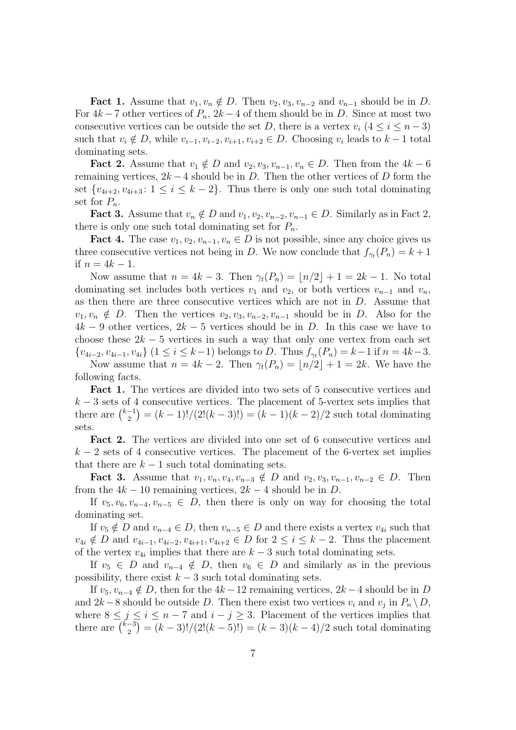**Fact 1.** Assume that $v_1, v_n \notin D$. Then $v_2, v_3, v_{n-2}$ and $v_{n-1}$ should be in $D$. For $4k-7$ other vertices of $P_n$, $2k-4$ of them should be in $D$. Since at most two consecutive vertices can be outside the set $D$, there is a vertex $v_i$ $(4 \leq i \leq n-3)$ such that $v_i \notin D$, while $v_{i-1}, v_{i-2}, v_{i+1}, v_{i+2} \in D$. Choosing $v_i$ leads to $k-1$ total dominating sets.

**Fact 2.** Assume that $v_1 \notin D$ and $v_2, v_3, v_{n-1}, v_n \in D$. Then from the $4k-6$ remaining vertices, $2k-4$ should be in $D$. Then the other vertices of $D$ form the set $\{v_{4i+2}, v_{4i+3} \colon 1 \leq i \leq k-2\}$. Thus there is only one such total dominating set for $P_n$.

**Fact 3.** Assume that $v_n \notin D$ and $v_1, v_2, v_{n-2}, v_{n-1} \in D$. Similarly as in Fact 2, there is only one such total dominating set for $P_n$.

**Fact 4.** The case $v_1, v_2, v_{n-1}, v_n \in D$ is not possible, since any choice gives us three consecutive vertices not being in $D$. We now conclude that $f_{\gamma_t}(P_n) = k+1$ if $n = 4k-1$.

Now assume that $n = 4k-3$. Then $\gamma_t(P_n) = \lfloor n/2 \rfloor + 1 = 2k-1$. No total dominating set includes both vertices $v_1$ and $v_2$, or both vertices $v_{n-1}$ and $v_n$, as then there are three consecutive vertices which are not in $D$. Assume that $v_1, v_n \notin D$. Then the vertices $v_2, v_3, v_{n-2}, v_{n-1}$ should be in $D$. Also for the $4k-9$ other vertices, $2k-5$ vertices should be in $D$. In this case we have to choose these $2k-5$ vertices in such a way that only one vertex from each set $\{v_{4i-2}, v_{4i-1}, v_{4i}\}$ $(1 \leq i \leq k-1)$ belongs to $D$. Thus $f_{\gamma_t}(P_n) = k-1$ if $n = 4k-3$.

Now assume that $n = 4k-2$. Then $\gamma_t(P_n) = \lfloor n/2 \rfloor + 1 = 2k$. We have the following facts.

**Fact 1.** The vertices are divided into two sets of 5 consecutive vertices and $k-3$ sets of 4 consecutive vertices. The placement of 5-vertex sets implies that there are $\binom{k-1}{2} = (k-1)!/(2!(k-3)!) = (k-1)(k-2)/2$ such total dominating sets.

**Fact 2.** The vertices are divided into one set of 6 consecutive vertices and $k-2$ sets of 4 consecutive vertices. The placement of the 6-vertex set implies that there are $k-1$ such total dominating sets.

**Fact 3.** Assume that $v_1, v_n, v_4, v_{n-3} \notin D$ and $v_2, v_3, v_{n-1}, v_{n-2} \in D$. Then from the $4k-10$ remaining vertices, $2k-4$ should be in $D$.

If $v_5, v_6, v_{n-4}, v_{n-5} \in D$, then there is only on way for choosing the total dominating set.

If $v_5 \notin D$ and $v_{n-4} \in D$, then $v_{n-5} \in D$ and there exists a vertex $v_{4i}$ such that $v_{4i} \notin D$ and $v_{4i-1}, v_{4i-2}, v_{4i+1}, v_{4i+2} \in D$ for $2 \leq i \leq k-2$. Thus the placement of the vertex $v_{4i}$ implies that there are $k-3$ such total dominating sets.

If $v_5 \in D$ and $v_{n-4} \notin D$, then $v_6 \in D$ and similarly as in the previous possibility, there exist $k-3$ such total dominating sets.

If $v_5, v_{n-4} \notin D$, then for the $4k-12$ remaining vertices, $2k-4$ should be in $D$ and $2k-8$ should be outside $D$. Then there exist two vertices $v_i$ and $v_j$ in $P_n \setminus D$, where $8 \leq j \leq i \leq n-7$ and $i-j \geq 3$. Placement of the vertices implies that there are $\binom{k-3}{2} = (k-3)!/(2!(k-5)!) = (k-3)(k-4)/2$ such total dominating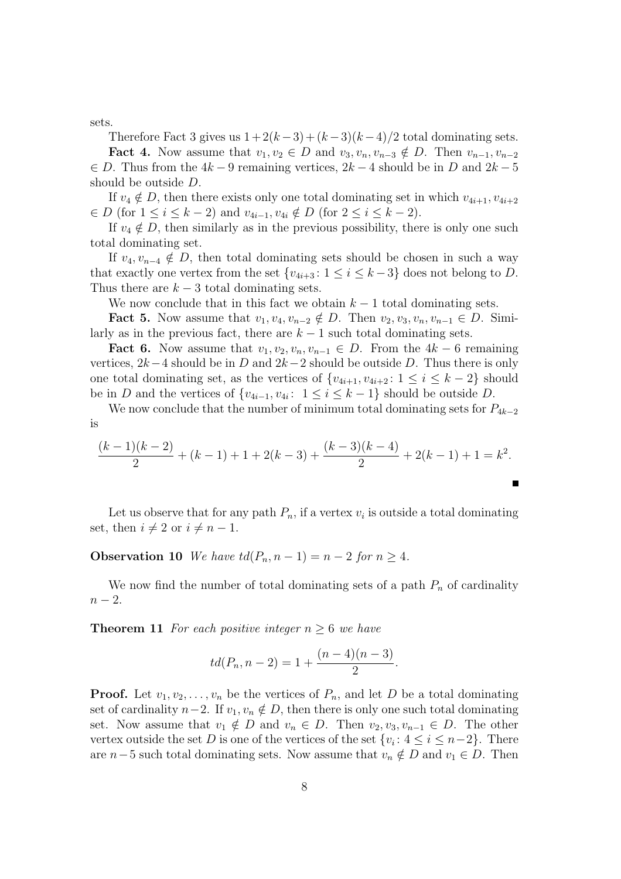sets.

Therefore Fact 3 gives us $1+2(k-3)+(k-3)(k-4)/2$ total dominating sets.

**Fact 4.** Now assume that $v_1, v_2 \in D$ and $v_3, v_n, v_{n-3} \notin D$. Then $v_{n-1}, v_{n-2} \in D$. Thus from the $4k-9$ remaining vertices, $2k-4$ should be in $D$ and $2k-5$ should be outside $D$.

If $v_4 \notin D$, then there exists only one total dominating set in which $v_{4i+1}, v_{4i+2} \in D$ (for $1 \leq i \leq k-2$) and $v_{4i-1}, v_{4i} \notin D$ (for $2 \leq i \leq k-2$).

If $v_4 \notin D$, then similarly as in the previous possibility, there is only one such total dominating set.

If $v_4, v_{n-4} \notin D$, then total dominating sets should be chosen in such a way that exactly one vertex from the set $\{v_{4i+3} : 1 \leq i \leq k-3\}$ does not belong to $D$. Thus there are $k-3$ total dominating sets.

We now conclude that in this fact we obtain $k-1$ total dominating sets.

**Fact 5.** Now assume that $v_1, v_4, v_{n-2} \notin D$. Then $v_2, v_3, v_n, v_{n-1} \in D$. Similarly as in the previous fact, there are $k-1$ such total dominating sets.

**Fact 6.** Now assume that $v_1, v_2, v_n, v_{n-1} \in D$. From the $4k-6$ remaining vertices, $2k-4$ should be in $D$ and $2k-2$ should be outside $D$. Thus there is only one total dominating set, as the vertices of $\{v_{4i+1}, v_{4i+2} : 1 \leq i \leq k-2\}$ should be in $D$ and the vertices of $\{v_{4i-1}, v_{4i} :\ 1 \leq i \leq k-1\}$ should be outside $D$.

We now conclude that the number of minimum total dominating sets for $P_{4k-2}$ is

$$\frac{(k-1)(k-2)}{2} + (k-1) + 1 + 2(k-3) + \frac{(k-3)(k-4)}{2} + 2(k-1) + 1 = k^2.$$

$\blacksquare$

Let us observe that for any path $P_n$, if a vertex $v_i$ is outside a total dominating set, then $i \neq 2$ or $i \neq n-1$.

**Observation 10** *We have $td(P_n, n-1) = n-2$ for $n \geq 4$.*

We now find the number of total dominating sets of a path $P_n$ of cardinality $n-2$.

**Theorem 11** *For each positive integer $n \geq 6$ we have*

$$td(P_n, n-2) = 1 + \frac{(n-4)(n-3)}{2}.$$

**Proof.** Let $v_1, v_2, \ldots, v_n$ be the vertices of $P_n$, and let $D$ be a total dominating set of cardinality $n-2$. If $v_1, v_n \notin D$, then there is only one such total dominating set. Now assume that $v_1 \notin D$ and $v_n \in D$. Then $v_2, v_3, v_{n-1} \in D$. The other vertex outside the set $D$ is one of the vertices of the set $\{v_i : 4 \leq i \leq n-2\}$. There are $n-5$ such total dominating sets. Now assume that $v_n \notin D$ and $v_1 \in D$. Then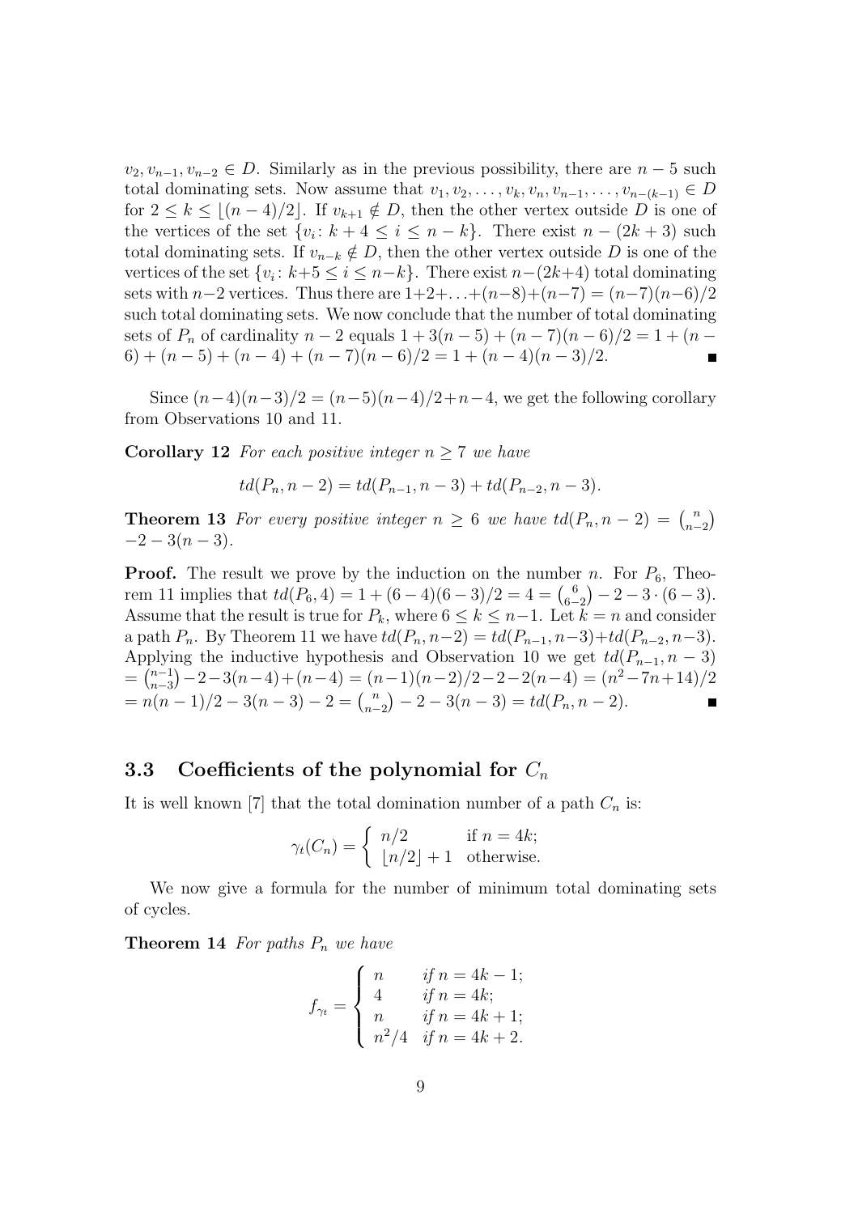$v_2, v_{n-1}, v_{n-2} \in D$. Similarly as in the previous possibility, there are $n-5$ such total dominating sets. Now assume that $v_1, v_2, \ldots, v_k, v_n, v_{n-1}, \ldots, v_{n-(k-1)} \in D$ for $2 \leq k \leq \lfloor (n-4)/2 \rfloor$. If $v_{k+1} \notin D$, then the other vertex outside $D$ is one of the vertices of the set $\{v_i \colon k+4 \leq i \leq n-k\}$. There exist $n-(2k+3)$ such total dominating sets. If $v_{n-k} \notin D$, then the other vertex outside $D$ is one of the vertices of the set $\{v_i \colon k+5 \leq i \leq n-k\}$. There exist $n-(2k+4)$ total dominating sets with $n-2$ vertices. Thus there are $1+2+\ldots+(n-8)+(n-7) = (n-7)(n-6)/2$ such total dominating sets. We now conclude that the number of total dominating sets of $P_n$ of cardinality $n-2$ equals $1+3(n-5)+(n-7)(n-6)/2 = 1+(n-6)+(n-5)+(n-4)+(n-7)(n-6)/2 = 1+(n-4)(n-3)/2$. ∎

Since $(n-4)(n-3)/2 = (n-5)(n-4)/2+n-4$, we get the following corollary from Observations 10 and 11.

**Corollary 12** *For each positive integer $n \geq 7$ we have*

$$td(P_n, n-2) = td(P_{n-1}, n-3) + td(P_{n-2}, n-3).$$

**Theorem 13** *For every positive integer $n \geq 6$ we have $td(P_n, n-2) = \binom{n}{n-2} - 2 - 3(n-3)$.*

**Proof.** The result we prove by the induction on the number $n$. For $P_6$, Theorem 11 implies that $td(P_6, 4) = 1 + (6-4)(6-3)/2 = 4 = \binom{6}{6-2} - 2 - 3 \cdot (6-3)$. Assume that the result is true for $P_k$, where $6 \leq k \leq n-1$. Let $k = n$ and consider a path $P_n$. By Theorem 11 we have $td(P_n, n-2) = td(P_{n-1}, n-3) + td(P_{n-2}, n-3)$. Applying the inductive hypothesis and Observation 10 we get $td(P_{n-1}, n-3) = \binom{n-1}{n-3} - 2 - 3(n-4) + (n-4) = (n-1)(n-2)/2 - 2 - 2(n-4) = (n^2-7n+14)/2 = n(n-1)/2 - 3(n-3) - 2 = \binom{n}{n-2} - 2 - 3(n-3) = td(P_n, n-2)$. ∎

### 3.3 Coefficients of the polynomial for $C_n$

It is well known [7] that the total domination number of a path $C_n$ is:

$$\gamma_t(C_n) = \begin{cases} n/2 & \text{if } n = 4k; \\ \lfloor n/2 \rfloor + 1 & \text{otherwise.} \end{cases}$$

We now give a formula for the number of minimum total dominating sets of cycles.

**Theorem 14** *For paths $P_n$ we have*

$$f_{\gamma_t} = \begin{cases} n & \text{if } n = 4k-1; \\ 4 & \text{if } n = 4k; \\ n & \text{if } n = 4k+1; \\ n^2/4 & \text{if } n = 4k+2. \end{cases}$$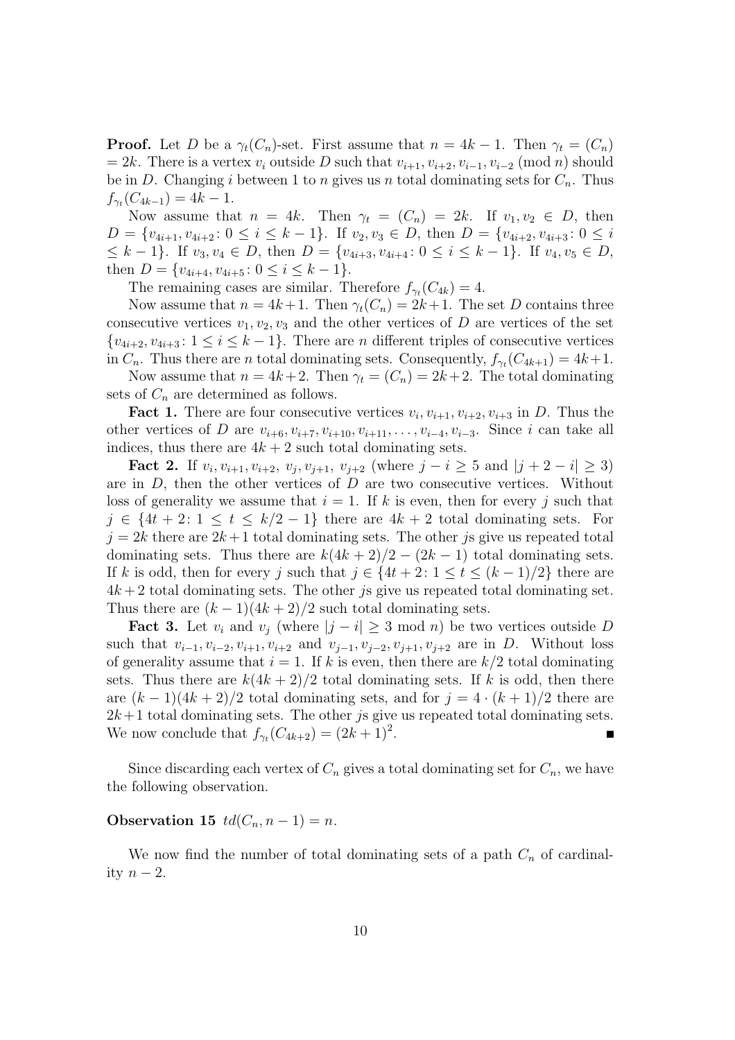**Proof.** Let $D$ be a $\gamma_t(C_n)$-set. First assume that $n = 4k - 1$. Then $\gamma_t = (C_n) = 2k$. There is a vertex $v_i$ outside $D$ such that $v_{i+1}, v_{i+2}, v_{i-1}, v_{i-2} \pmod n$ should be in $D$. Changing $i$ between 1 to $n$ gives us $n$ total dominating sets for $C_n$. Thus $f_{\gamma_t}(C_{4k-1}) = 4k - 1$.

Now assume that $n = 4k$. Then $\gamma_t = (C_n) = 2k$. If $v_1, v_2 \in D$, then $D = \{v_{4i+1}, v_{4i+2} : 0 \leq i \leq k-1\}$. If $v_2, v_3 \in D$, then $D = \{v_{4i+2}, v_{4i+3} : 0 \leq i \leq k-1\}$. If $v_3, v_4 \in D$, then $D = \{v_{4i+3}, v_{4i+4} : 0 \leq i \leq k-1\}$. If $v_4, v_5 \in D$, then $D = \{v_{4i+4}, v_{4i+5} : 0 \leq i \leq k-1\}$.

The remaining cases are similar. Therefore $f_{\gamma_t}(C_{4k}) = 4$.

Now assume that $n = 4k+1$. Then $\gamma_t(C_n) = 2k+1$. The set $D$ contains three consecutive vertices $v_1, v_2, v_3$ and the other vertices of $D$ are vertices of the set $\{v_{4i+2}, v_{4i+3} : 1 \leq i \leq k-1\}$. There are $n$ different triples of consecutive vertices in $C_n$. Thus there are $n$ total dominating sets. Consequently, $f_{\gamma_t}(C_{4k+1}) = 4k+1$.

Now assume that $n = 4k+2$. Then $\gamma_t = (C_n) = 2k+2$. The total dominating sets of $C_n$ are determined as follows.

**Fact 1.** There are four consecutive vertices $v_i, v_{i+1}, v_{i+2}, v_{i+3}$ in $D$. Thus the other vertices of $D$ are $v_{i+6}, v_{i+7}, v_{i+10}, v_{i+11}, \ldots, v_{i-4}, v_{i-3}$. Since $i$ can take all indices, thus there are $4k+2$ such total dominating sets.

**Fact 2.** If $v_i, v_{i+1}, v_{i+2}, v_j, v_{j+1}, v_{j+2}$ (where $j - i \geq 5$ and $|j+2-i| \geq 3$) are in $D$, then the other vertices of $D$ are two consecutive vertices. Without loss of generality we assume that $i = 1$. If $k$ is even, then for every $j$ such that $j \in \{4t+2 : 1 \leq t \leq k/2 - 1\}$ there are $4k+2$ total dominating sets. For $j = 2k$ there are $2k+1$ total dominating sets. The other $j$s give us repeated total dominating sets. Thus there are $k(4k+2)/2 - (2k-1)$ total dominating sets. If $k$ is odd, then for every $j$ such that $j \in \{4t+2 : 1 \leq t \leq (k-1)/2\}$ there are $4k+2$ total dominating sets. The other $j$s give us repeated total dominating set. Thus there are $(k-1)(4k+2)/2$ such total dominating sets.

**Fact 3.** Let $v_i$ and $v_j$ (where $|j - i| \geq 3 \bmod n$) be two vertices outside $D$ such that $v_{i-1}, v_{i-2}, v_{i+1}, v_{i+2}$ and $v_{j-1}, v_{j-2}, v_{j+1}, v_{j+2}$ are in $D$. Without loss of generality assume that $i = 1$. If $k$ is even, then there are $k/2$ total dominating sets. Thus there are $k(4k+2)/2$ total dominating sets. If $k$ is odd, then there are $(k-1)(4k+2)/2$ total dominating sets, and for $j = 4 \cdot (k+1)/2$ there are $2k+1$ total dominating sets. The other $j$s give us repeated total dominating sets. We now conclude that $f_{\gamma_t}(C_{4k+2}) = (2k+1)^2$. ∎

Since discarding each vertex of $C_n$ gives a total dominating set for $C_n$, we have the following observation.

**Observation 15** $td(C_n, n-1) = n$.

We now find the number of total dominating sets of a path $C_n$ of cardinality $n - 2$.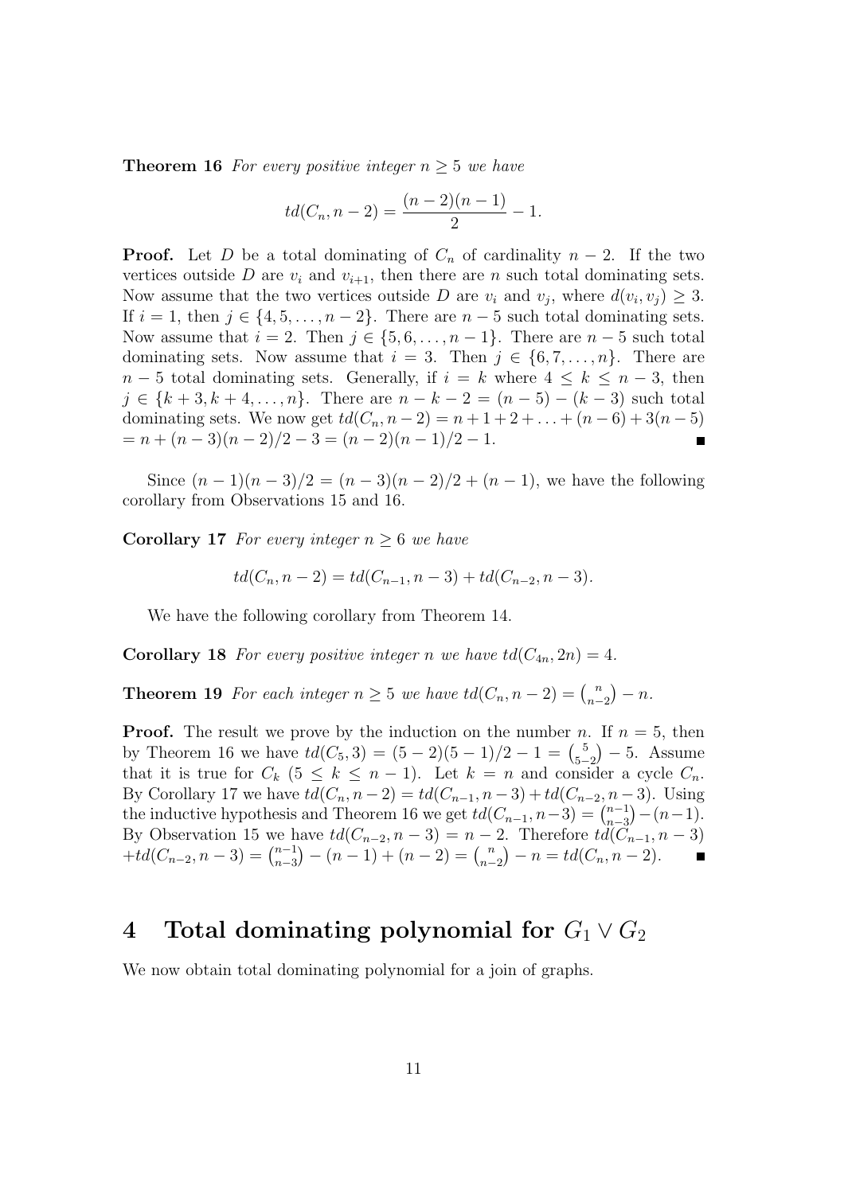**Theorem 16** *For every positive integer $n \geq 5$ we have*

$$td(C_n, n-2) = \frac{(n-2)(n-1)}{2} - 1.$$

**Proof.** Let $D$ be a total dominating of $C_n$ of cardinality $n-2$. If the two vertices outside $D$ are $v_i$ and $v_{i+1}$, then there are $n$ such total dominating sets. Now assume that the two vertices outside $D$ are $v_i$ and $v_j$, where $d(v_i, v_j) \geq 3$. If $i = 1$, then $j \in \{4, 5, \ldots, n-2\}$. There are $n-5$ such total dominating sets. Now assume that $i = 2$. Then $j \in \{5, 6, \ldots, n-1\}$. There are $n-5$ such total dominating sets. Now assume that $i = 3$. Then $j \in \{6, 7, \ldots, n\}$. There are $n-5$ total dominating sets. Generally, if $i = k$ where $4 \leq k \leq n-3$, then $j \in \{k+3, k+4, \ldots, n\}$. There are $n-k-2 = (n-5)-(k-3)$ such total dominating sets. We now get $td(C_n, n-2) = n + 1 + 2 + \ldots + (n-6) + 3(n-5)$ $= n + (n-3)(n-2)/2 - 3 = (n-2)(n-1)/2 - 1$. ∎

Since $(n-1)(n-3)/2 = (n-3)(n-2)/2 + (n-1)$, we have the following corollary from Observations 15 and 16.

**Corollary 17** *For every integer $n \geq 6$ we have*

$$td(C_n, n-2) = td(C_{n-1}, n-3) + td(C_{n-2}, n-3).$$

We have the following corollary from Theorem 14.

**Corollary 18** *For every positive integer $n$ we have $td(C_{4n}, 2n) = 4$.*

**Theorem 19** *For each integer $n \geq 5$ we have $td(C_n, n-2) = \binom{n}{n-2} - n$.*

**Proof.** The result we prove by the induction on the number $n$. If $n = 5$, then by Theorem 16 we have $td(C_5, 3) = (5-2)(5-1)/2 - 1 = \binom{5}{5-2} - 5$. Assume that it is true for $C_k$ $(5 \leq k \leq n-1)$. Let $k = n$ and consider a cycle $C_n$. By Corollary 17 we have $td(C_n, n-2) = td(C_{n-1}, n-3) + td(C_{n-2}, n-3)$. Using the inductive hypothesis and Theorem 16 we get $td(C_{n-1}, n-3) = \binom{n-1}{n-3} - (n-1)$. By Observation 15 we have $td(C_{n-2}, n-3) = n-2$. Therefore $td(C_{n-1}, n-3)$ $+ td(C_{n-2}, n-3) = \binom{n-1}{n-3} - (n-1) + (n-2) = \binom{n}{n-2} - n = td(C_n, n-2)$. ∎

## 4 Total dominating polynomial for $G_1 \vee G_2$

We now obtain total dominating polynomial for a join of graphs.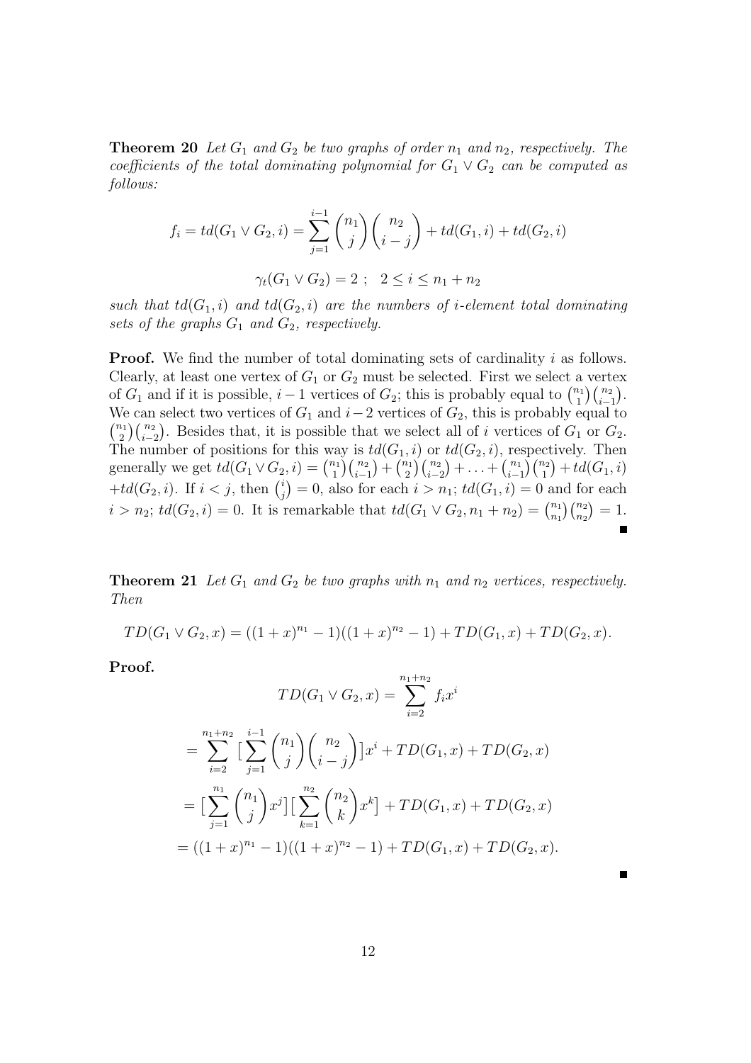**Theorem 20** *Let $G_1$ and $G_2$ be two graphs of order $n_1$ and $n_2$, respectively. The coefficients of the total dominating polynomial for $G_1 \vee G_2$ can be computed as follows:*

$$f_i = td(G_1 \vee G_2, i) = \sum_{j=1}^{i-1} \binom{n_1}{j}\binom{n_2}{i-j} + td(G_1, i) + td(G_2, i)$$

$$\gamma_t(G_1 \vee G_2) = 2 \ ; \quad 2 \leq i \leq n_1 + n_2$$

*such that $td(G_1, i)$ and $td(G_2, i)$ are the numbers of $i$-element total dominating sets of the graphs $G_1$ and $G_2$, respectively.*

**Proof.** We find the number of total dominating sets of cardinality $i$ as follows. Clearly, at least one vertex of $G_1$ or $G_2$ must be selected. First we select a vertex of $G_1$ and if it is possible, $i-1$ vertices of $G_2$; this is probably equal to $\binom{n_1}{1}\binom{n_2}{i-1}$. We can select two vertices of $G_1$ and $i-2$ vertices of $G_2$, this is probably equal to $\binom{n_1}{2}\binom{n_2}{i-2}$. Besides that, it is possible that we select all of $i$ vertices of $G_1$ or $G_2$. The number of positions for this way is $td(G_1, i)$ or $td(G_2, i)$, respectively. Then generally we get $td(G_1 \vee G_2, i) = \binom{n_1}{1}\binom{n_2}{i-1} + \binom{n_1}{2}\binom{n_2}{i-2} + \ldots + \binom{n_1}{i-1}\binom{n_2}{1} + td(G_1, i)$ $+td(G_2, i)$. If $i < j$, then $\binom{i}{j} = 0$, also for each $i > n_1$; $td(G_1, i) = 0$ and for each $i > n_2$; $td(G_2, i) = 0$. It is remarkable that $td(G_1 \vee G_2, n_1 + n_2) = \binom{n_1}{n_1}\binom{n_2}{n_2} = 1$. ∎

**Theorem 21** *Let $G_1$ and $G_2$ be two graphs with $n_1$ and $n_2$ vertices, respectively. Then*

$$TD(G_1 \vee G_2, x) = ((1+x)^{n_1} - 1)((1+x)^{n_2} - 1) + TD(G_1, x) + TD(G_2, x).$$

**Proof.**

$$TD(G_1 \vee G_2, x) = \sum_{i=2}^{n_1+n_2} f_i x^i$$

$$= \sum_{i=2}^{n_1+n_2} \Big[ \sum_{j=1}^{i-1} \binom{n_1}{j}\binom{n_2}{i-j} \Big] x^i + TD(G_1, x) + TD(G_2, x)$$

$$= \Big[ \sum_{j=1}^{n_1} \binom{n_1}{j} x^j \Big] \Big[ \sum_{k=1}^{n_2} \binom{n_2}{k} x^k \Big] + TD(G_1, x) + TD(G_2, x)$$

$$= ((1+x)^{n_1} - 1)((1+x)^{n_2} - 1) + TD(G_1, x) + TD(G_2, x).$$

∎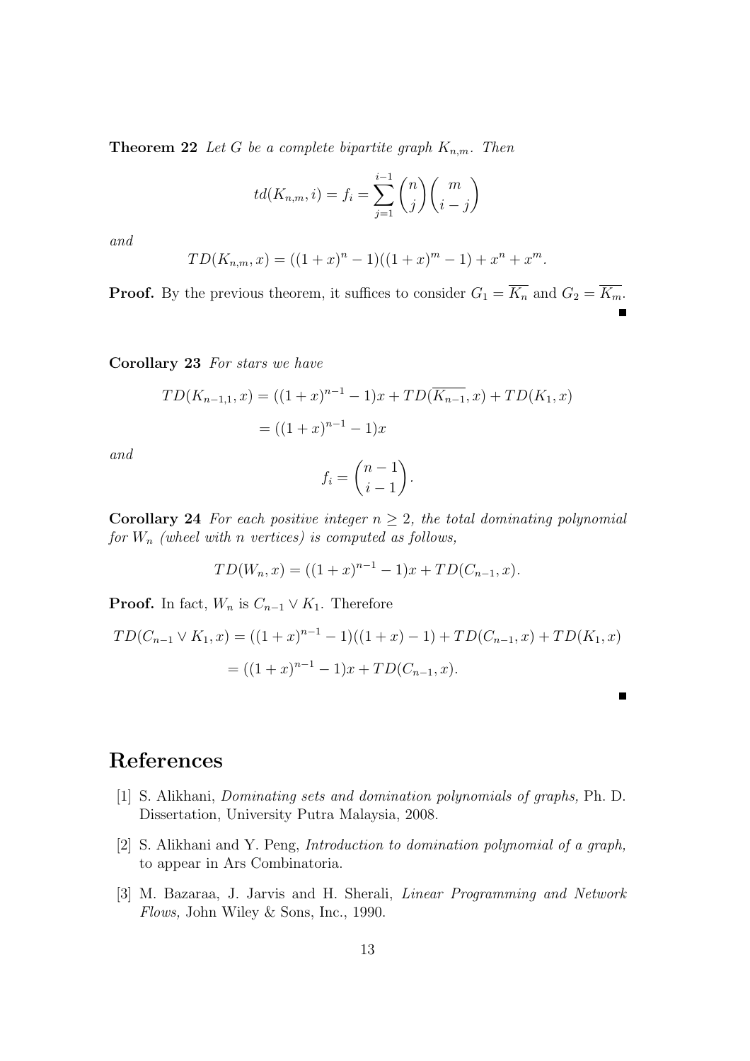**Theorem 22** *Let $G$ be a complete bipartite graph $K_{n,m}$. Then*

$$td(K_{n,m}, i) = f_i = \sum_{j=1}^{i-1} \binom{n}{j} \binom{m}{i-j}$$

*and*

$$TD(K_{n,m}, x) = ((1+x)^n - 1)((1+x)^m - 1) + x^n + x^m.$$

**Proof.** By the previous theorem, it suffices to consider $G_1 = \overline{K_n}$ and $G_2 = \overline{K_m}$. ∎

**Corollary 23** *For stars we have*

$$\begin{aligned} TD(K_{n-1,1}, x) &= ((1+x)^{n-1} - 1)x + TD(\overline{K_{n-1}}, x) + TD(K_1, x) \\ &= ((1+x)^{n-1} - 1)x \end{aligned}$$

*and*

$$f_i = \binom{n-1}{i-1}.$$

**Corollary 24** *For each positive integer $n \geq 2$, the total dominating polynomial for $W_n$ (wheel with $n$ vertices) is computed as follows,*

$$TD(W_n, x) = ((1+x)^{n-1} - 1)x + TD(C_{n-1}, x).$$

**Proof.** In fact, $W_n$ is $C_{n-1} \vee K_1$. Therefore

$$\begin{aligned} TD(C_{n-1} \vee K_1, x) &= ((1+x)^{n-1} - 1)((1+x) - 1) + TD(C_{n-1}, x) + TD(K_1, x) \\ &= ((1+x)^{n-1} - 1)x + TD(C_{n-1}, x). \end{aligned}$$

∎

# References

[1] S. Alikhani, *Dominating sets and domination polynomials of graphs,* Ph. D. Dissertation, University Putra Malaysia, 2008.

[2] S. Alikhani and Y. Peng, *Introduction to domination polynomial of a graph,* to appear in Ars Combinatoria.

[3] M. Bazaraa, J. Jarvis and H. Sherali, *Linear Programming and Network Flows,* John Wiley & Sons, Inc., 1990.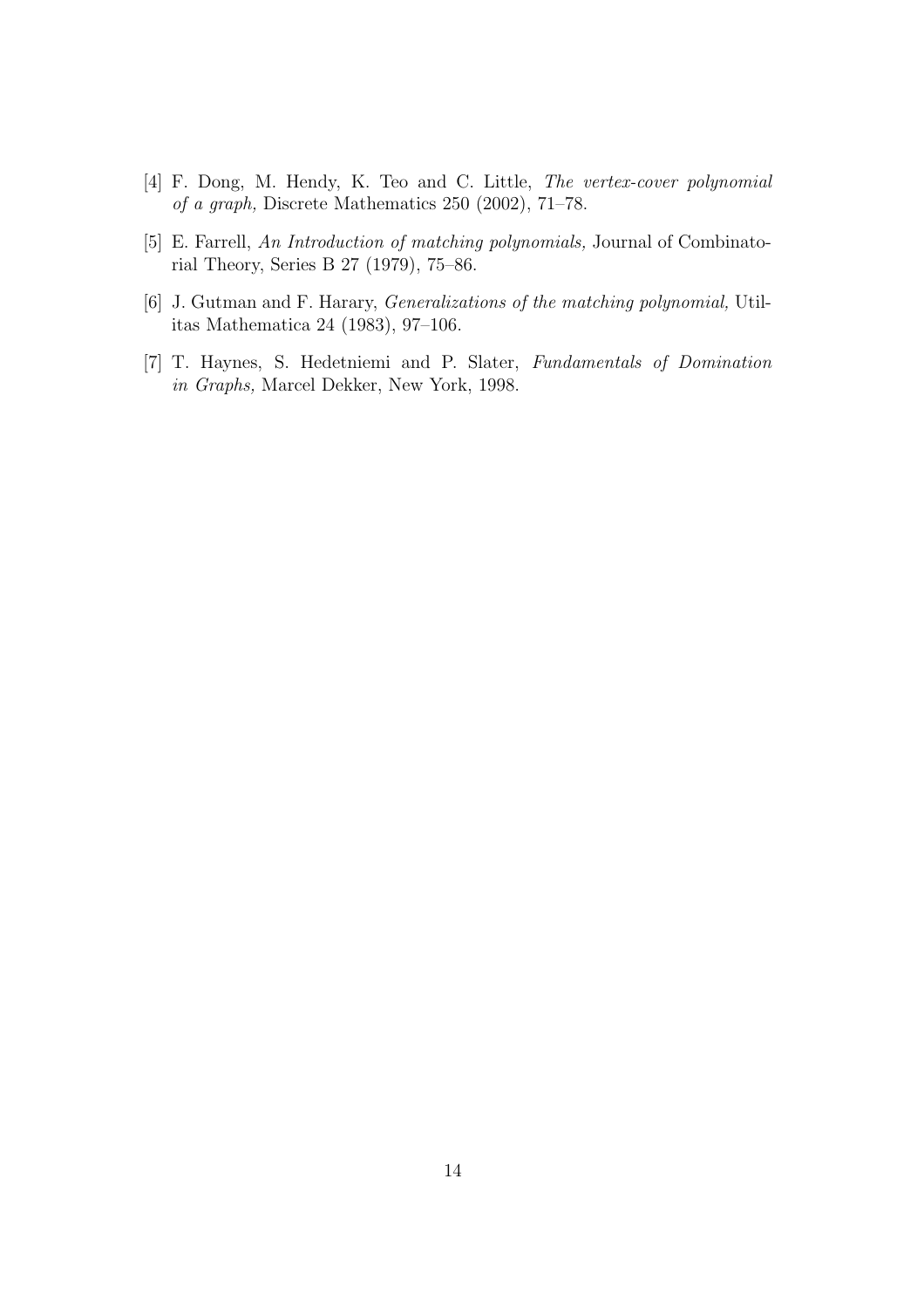[4] F. Dong, M. Hendy, K. Teo and C. Little, *The vertex-cover polynomial of a graph,* Discrete Mathematics 250 (2002), 71–78.

[5] E. Farrell, *An Introduction of matching polynomials,* Journal of Combinatorial Theory, Series B 27 (1979), 75–86.

[6] J. Gutman and F. Harary, *Generalizations of the matching polynomial,* Utilitas Mathematica 24 (1983), 97–106.

[7] T. Haynes, S. Hedetniemi and P. Slater, *Fundamentals of Domination in Graphs,* Marcel Dekker, New York, 1998.